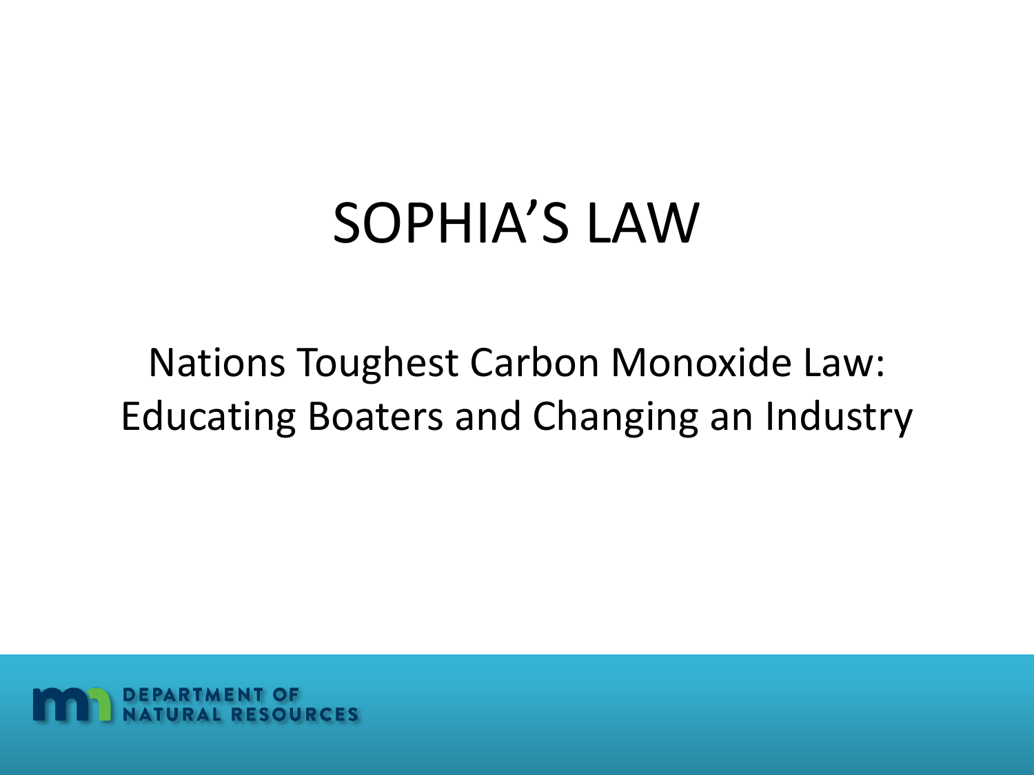# SOPHIA'S LAW

## Nations Toughest Carbon Monoxide Law: Educating Boaters and Changing an Industry

DEPARTMENT OF NATURAL RESOURCES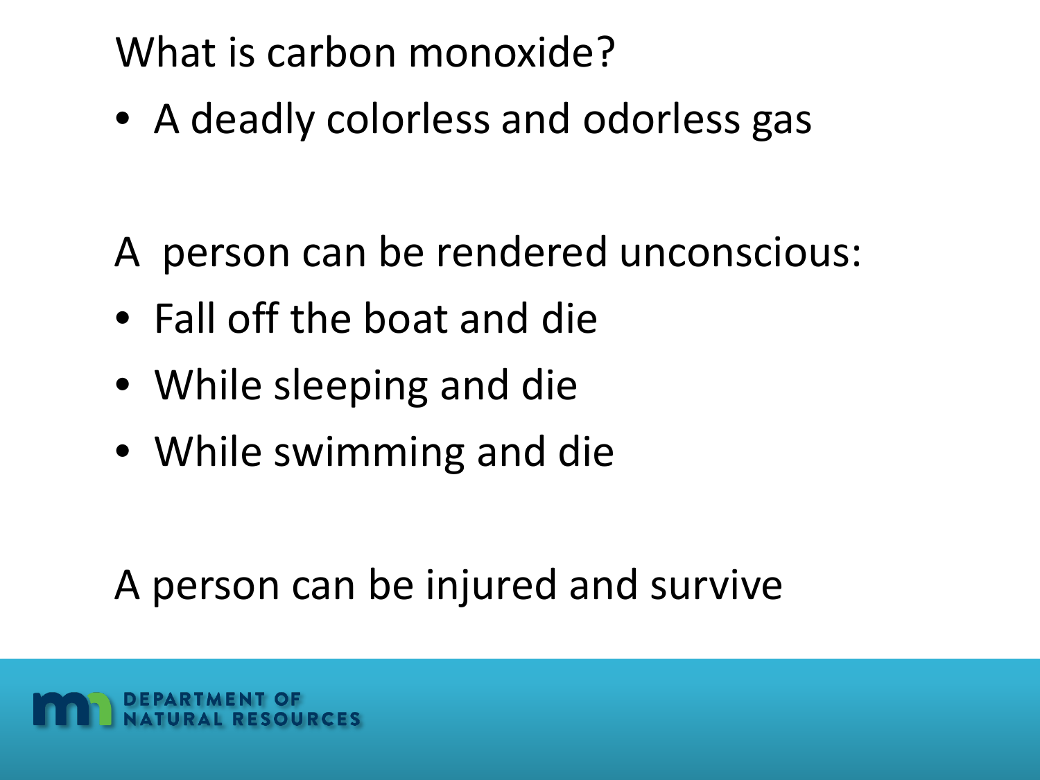What is carbon monoxide?

- A deadly colorless and odorless gas

A person can be rendered unconscious:

- Fall off the boat and die
- While sleeping and die
- While swimming and die

A person can be injured and survive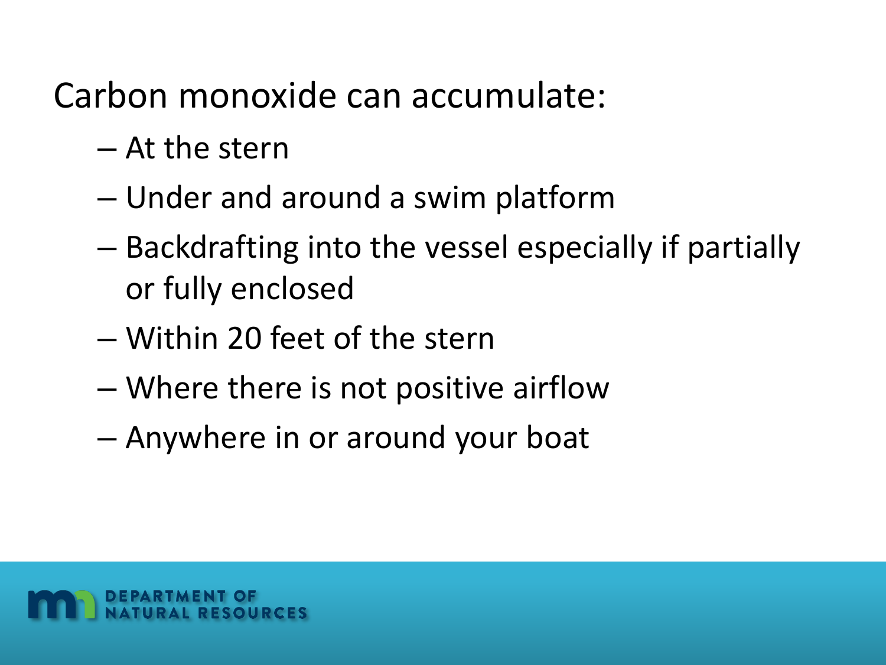Carbon monoxide can accumulate:

- At the stern
- Under and around a swim platform
- Backdrafting into the vessel especially if partially or fully enclosed
- Within 20 feet of the stern
- Where there is not positive airflow
- Anywhere in or around your boat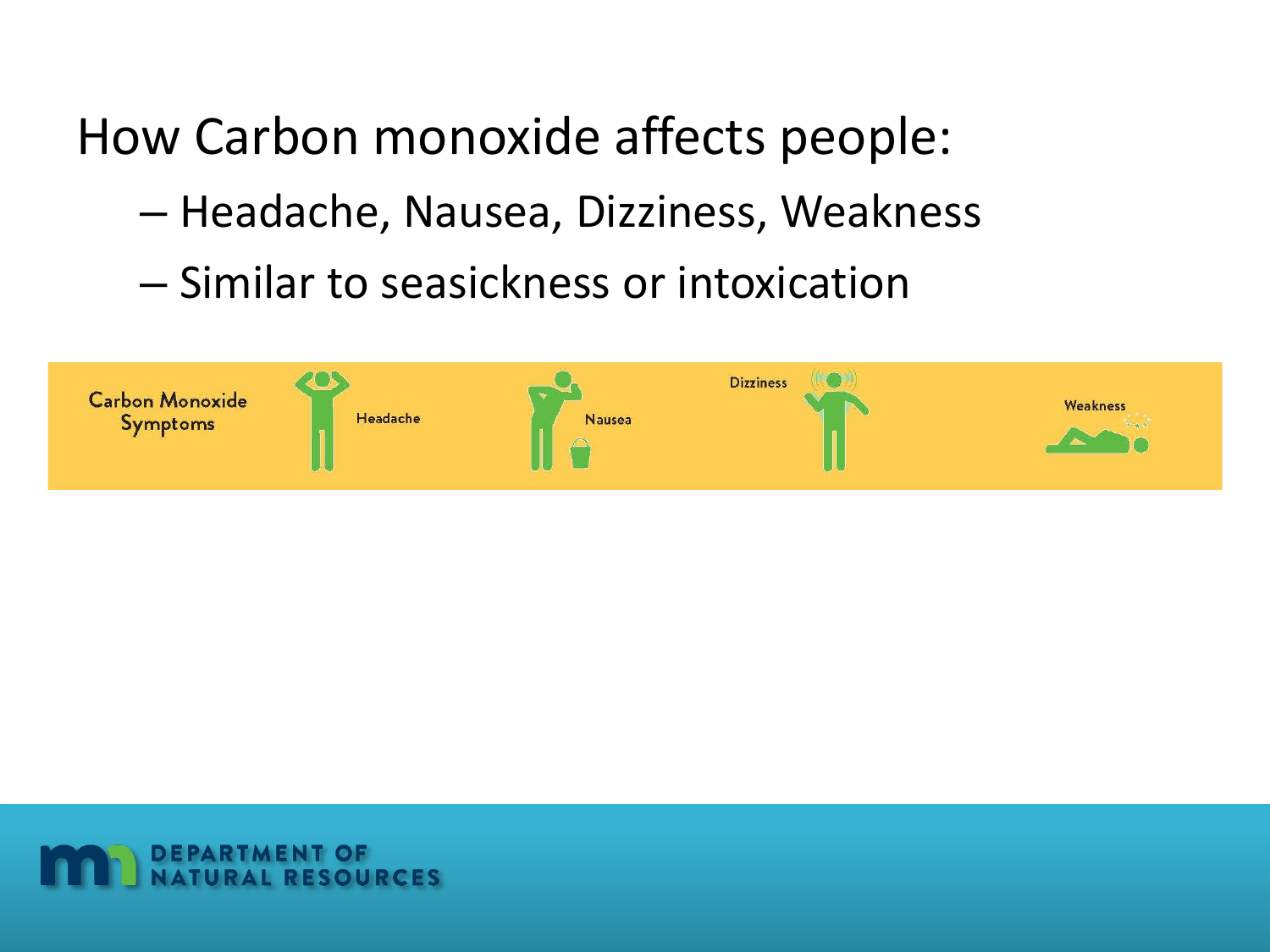# How Carbon monoxide affects people:

- Headache, Nausea, Dizziness, Weakness
- Similar to seasickness or intoxication

Carbon Monoxide Symptoms

Headache

Nausea

Dizziness

Weakness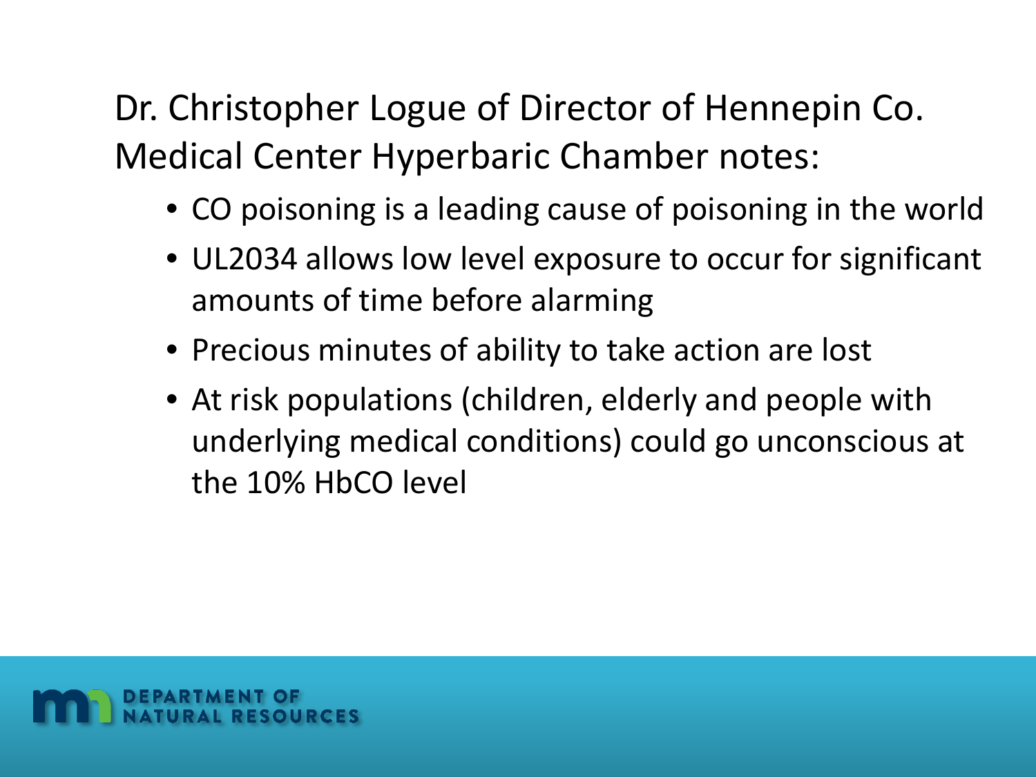Dr. Christopher Logue of Director of Hennepin Co. Medical Center Hyperbaric Chamber notes:

- CO poisoning is a leading cause of poisoning in the world
- UL2034 allows low level exposure to occur for significant amounts of time before alarming
- Precious minutes of ability to take action are lost
- At risk populations (children, elderly and people with underlying medical conditions) could go unconscious at the 10% HbCO level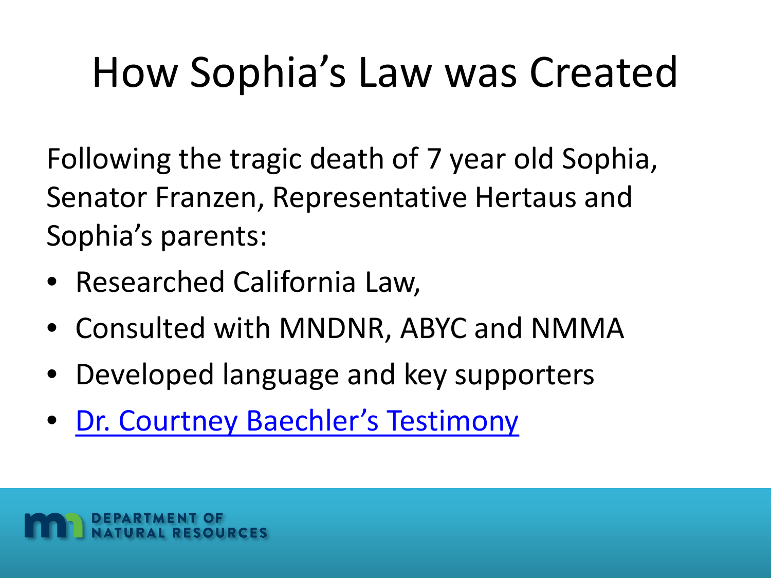# How Sophia's Law was Created

Following the tragic death of 7 year old Sophia, Senator Franzen, Representative Hertaus and Sophia's parents:

- Researched California Law,
- Consulted with MNDNR, ABYC and NMMA
- Developed language and key supporters
- Dr. Courtney Baechler's Testimony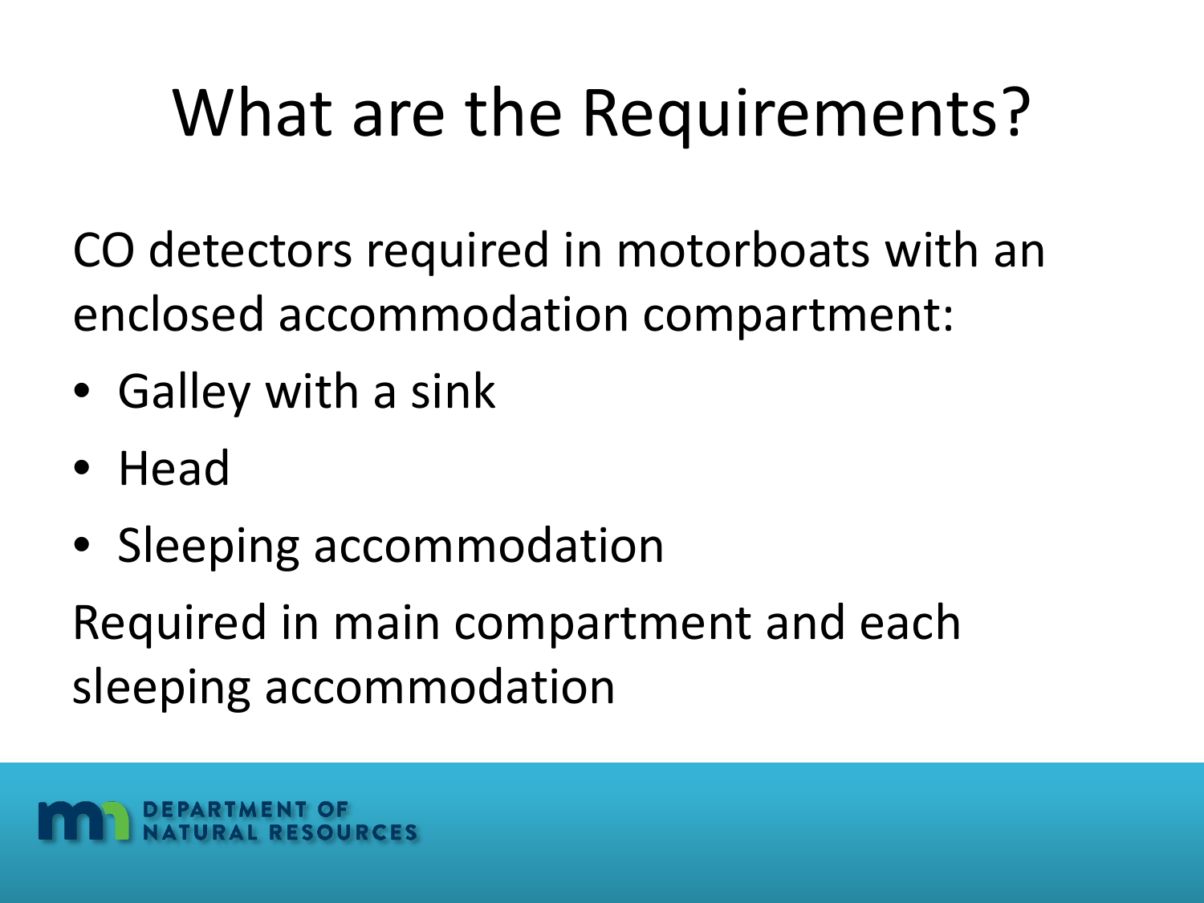# What are the Requirements?

CO detectors required in motorboats with an enclosed accommodation compartment:

- Galley with a sink
- Head
- Sleeping accommodation

Required in main compartment and each sleeping accommodation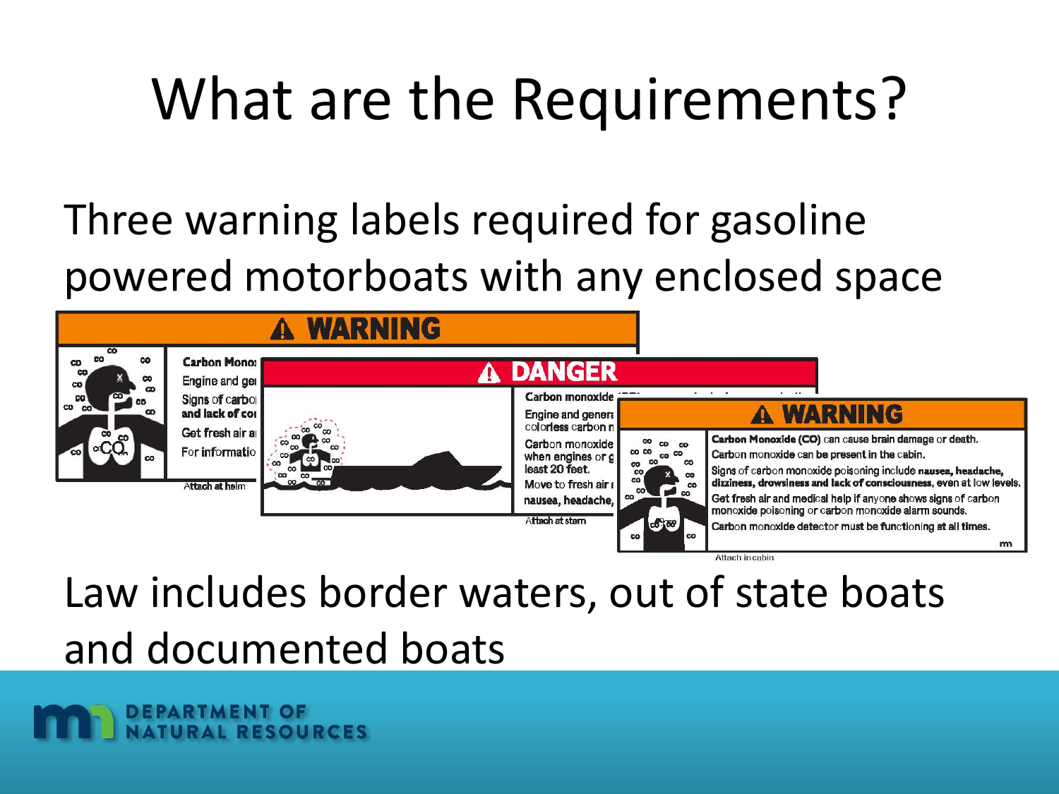# What are the Requirements?

Three warning labels required for gasoline powered motorboats with any enclosed space

**⚠ WARNING**

Carbon Mono:
Engine and ge
Signs of carbo
and lack of co
Get fresh air a
For informatio

Attach at helm

**⚠ DANGER**

Carbon monoxide
Engine and gener
colorless carbon m
Carbon monoxide
when engines or g
least 20 feet.
Move to fresh air
nausea, headache,

Attach at stern

**⚠ WARNING**

**Carbon Monoxide (CO)** can cause brain damage or death.

Carbon monoxide can be present in the cabin.

Signs of carbon monoxide poisoning include **nausea, headache, dizziness, drowsiness and lack of consciousness,** even at low levels.

Get fresh air and medical help if anyone shows signs of carbon monoxide poisoning or carbon monoxide alarm sounds.

Carbon monoxide detector must be functioning at all times.

Attach in cabin

Law includes border waters, out of state boats and documented boats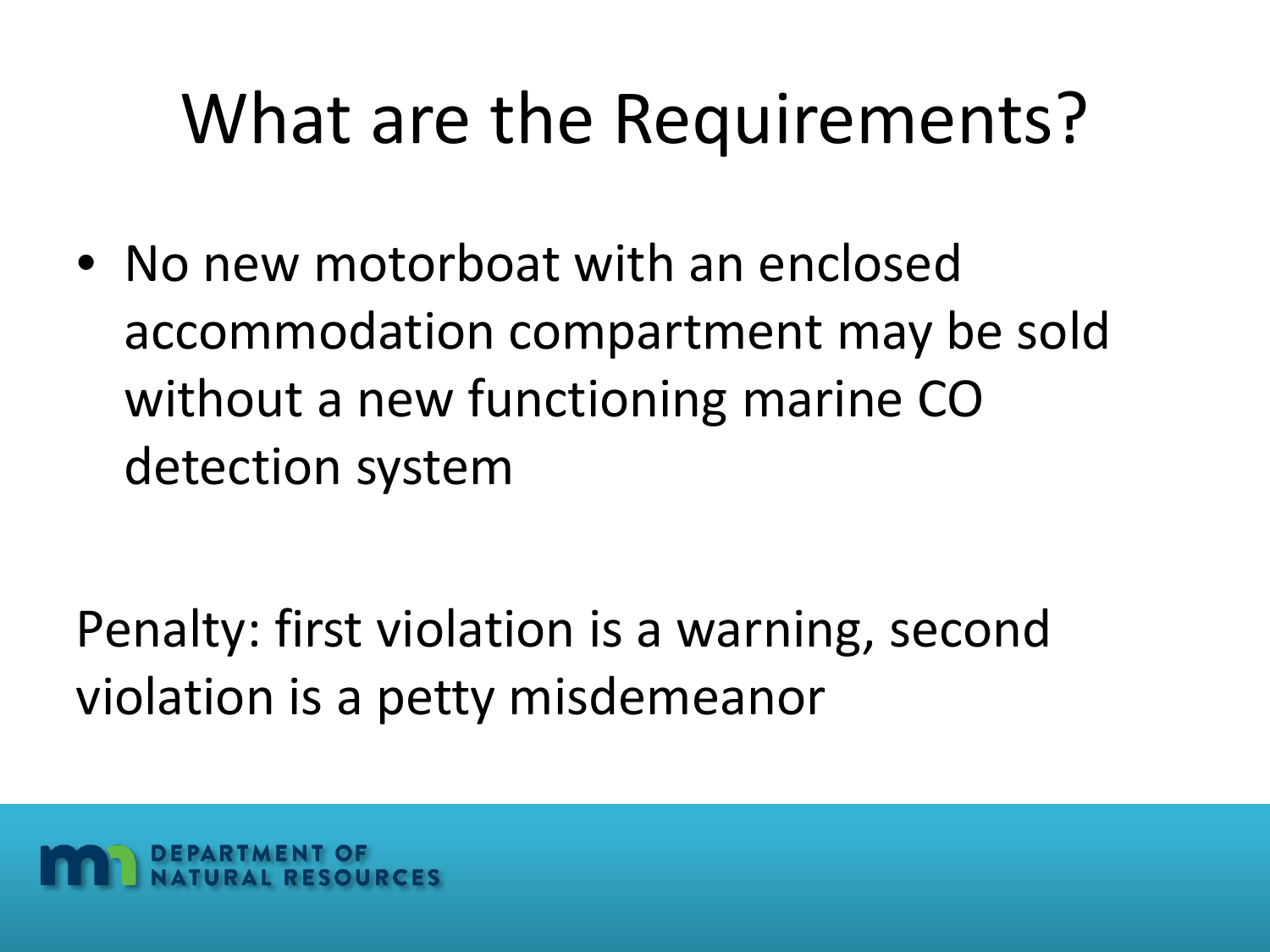# What are the Requirements?

- No new motorboat with an enclosed accommodation compartment may be sold without a new functioning marine CO detection system

Penalty: first violation is a warning, second violation is a petty misdemeanor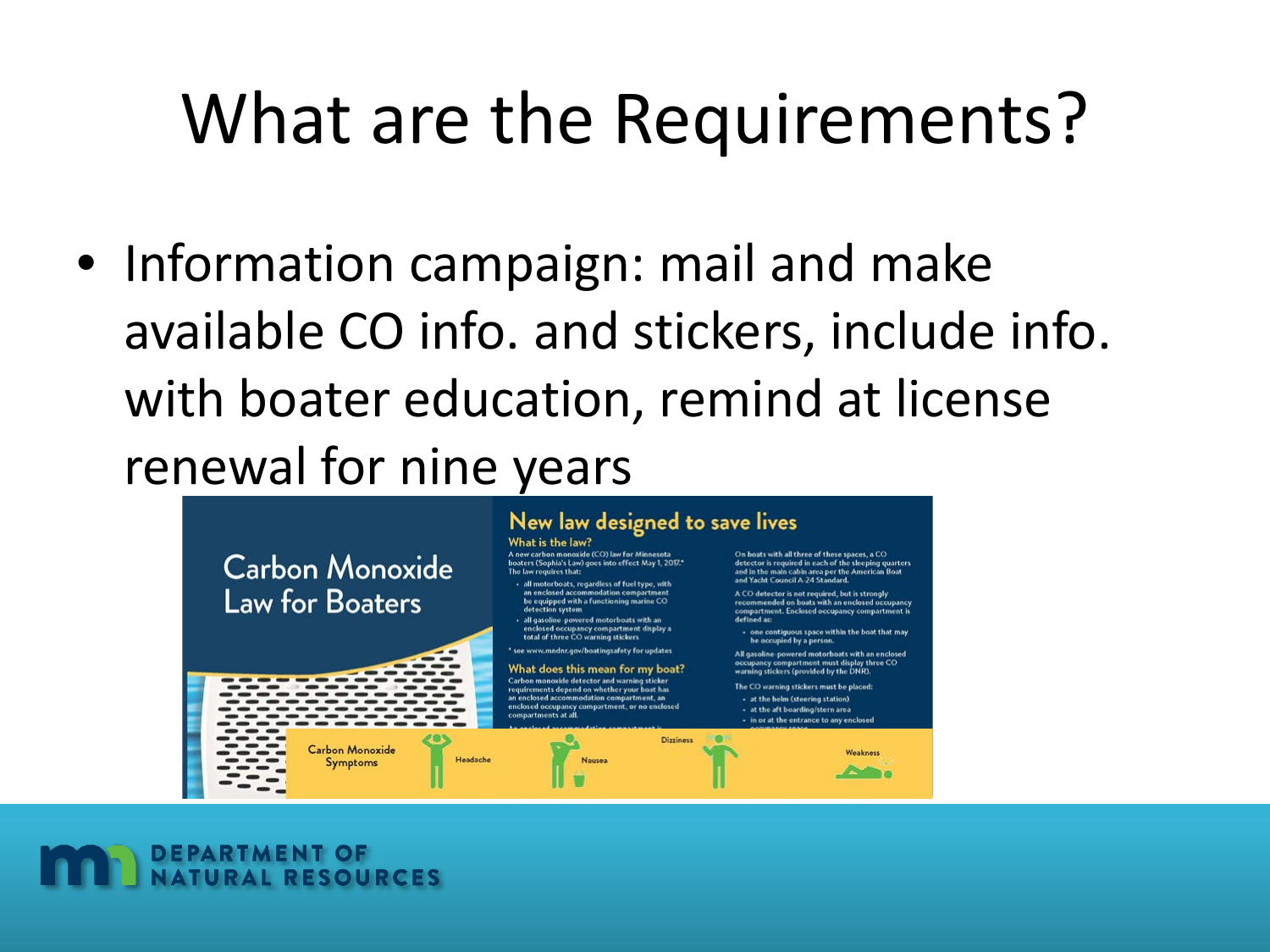# What are the Requirements?

- Information campaign: mail and make available CO info. and stickers, include info. with boater education, remind at license renewal for nine years

## Carbon Monoxide Law for Boaters

### New law designed to save lives

**What is the law?**

A new carbon monoxide (CO) law for Minnesota boaters (Sophia's Law) goes into effect May 1, 2017.* The law requires that:

- all motorboats, regardless of fuel type, with an enclosed accommodation compartment be equipped with a functioning marine CO detection system
- all gasoline-powered motorboats with an enclosed occupancy compartment display a total of three CO warning stickers

* see www.mndnr.gov/boatingsafety for updates

**What does this mean for my boat?**

Carbon monoxide detector and warning sticker requirements depend on whether your boat has an enclosed accommodation compartment, an enclosed occupancy compartment, or no enclosed compartments at all.

On boats with all three of these spaces, a CO detector is required in each of the sleeping quarters and in the main cabin area per the American Boat and Yacht Council A-24 Standard.

A CO detector is not required, but is strongly recommended on boats with an enclosed occupancy compartment. Enclosed occupancy compartment is defined as:

- one contiguous space within the boat that may be occupied by a person.

All gasoline-powered motorboats with an enclosed occupancy compartment must display three CO warning stickers (provided by the DNR).

The CO warning stickers must be placed:

- at the helm (steering station)
- at the aft boarding/stern area
- in or at the entrance to any enclosed occupancy space

**Carbon Monoxide Symptoms**

Headache · Nausea · Dizziness · Weakness

DEPARTMENT OF NATURAL RESOURCES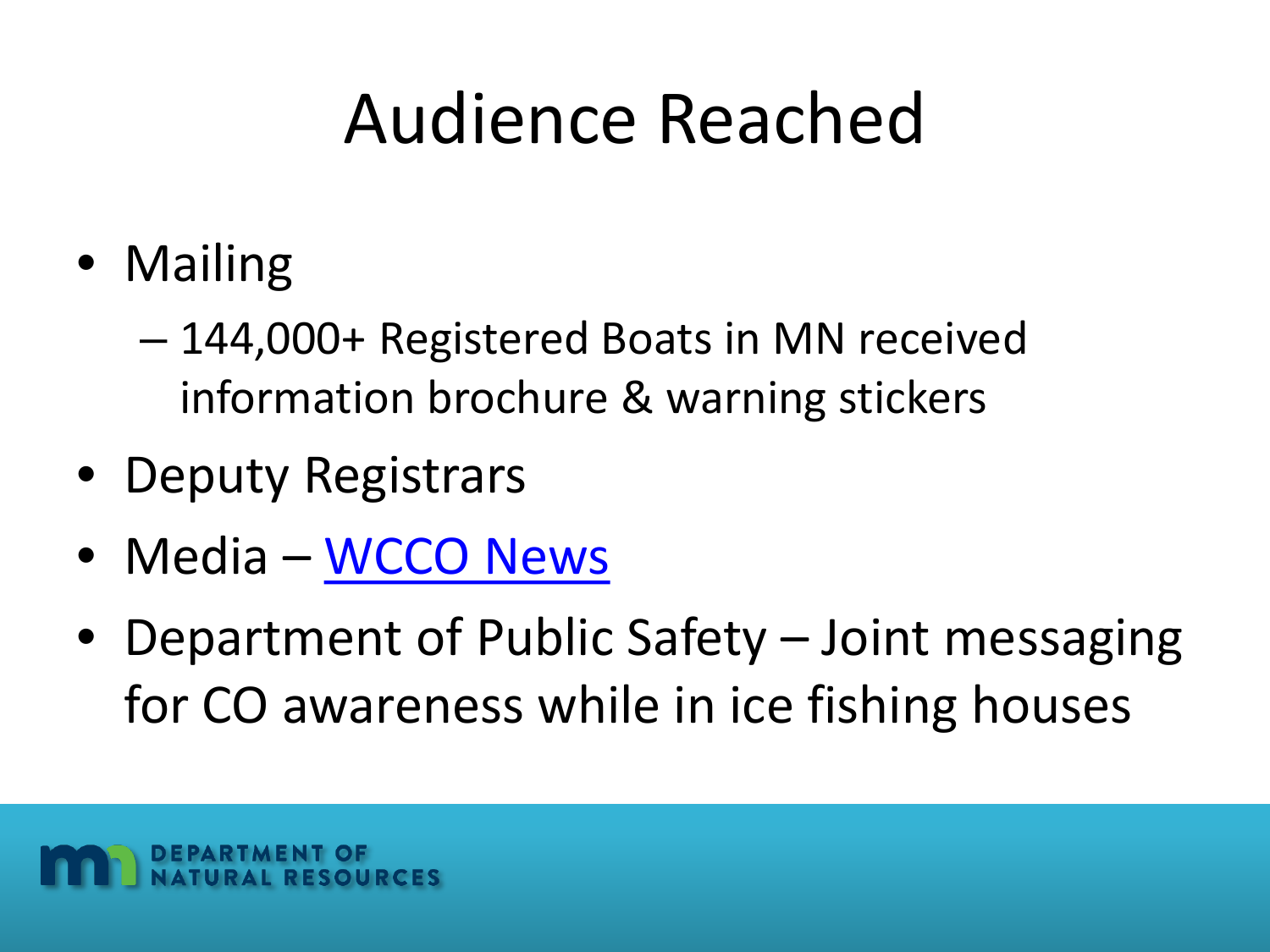# Audience Reached

- Mailing
  - 144,000+ Registered Boats in MN received information brochure & warning stickers
- Deputy Registrars
- Media – WCCO News
- Department of Public Safety – Joint messaging for CO awareness while in ice fishing houses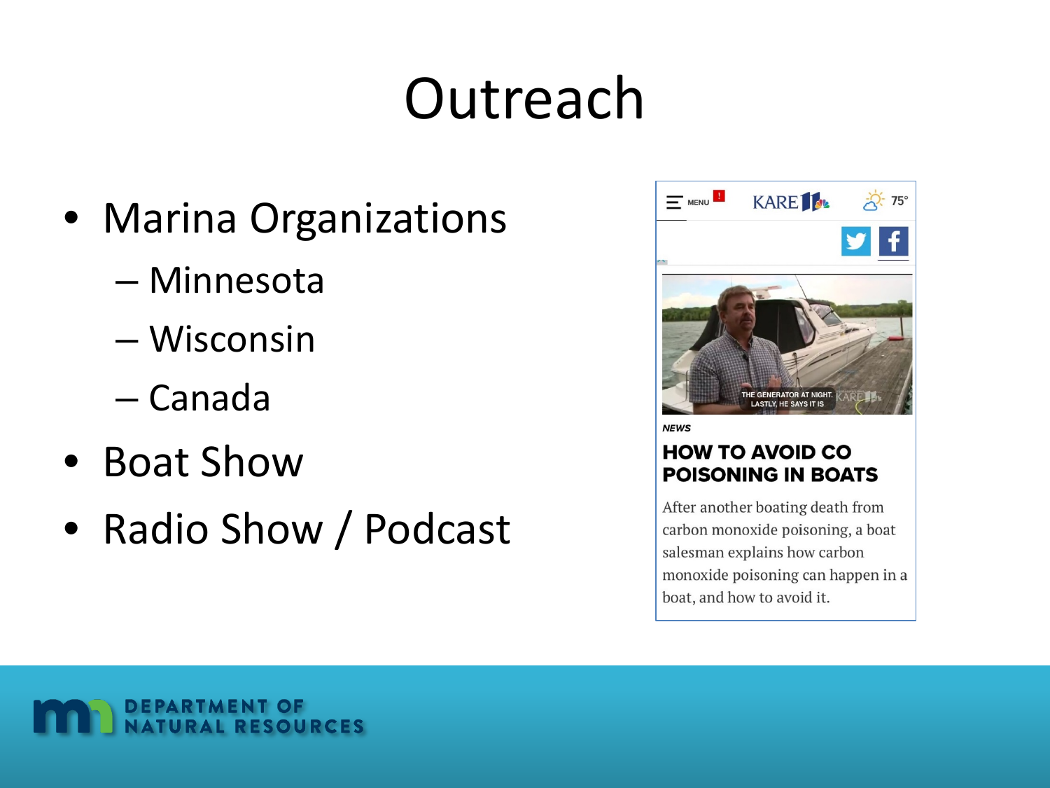# Outreach

- Marina Organizations
  - Minnesota
  - Wisconsin
  - Canada
- Boat Show
- Radio Show / Podcast

NEWS

**HOW TO AVOID CO POISONING IN BOATS**

After another boating death from carbon monoxide poisoning, a boat salesman explains how carbon monoxide poisoning can happen in a boat, and how to avoid it.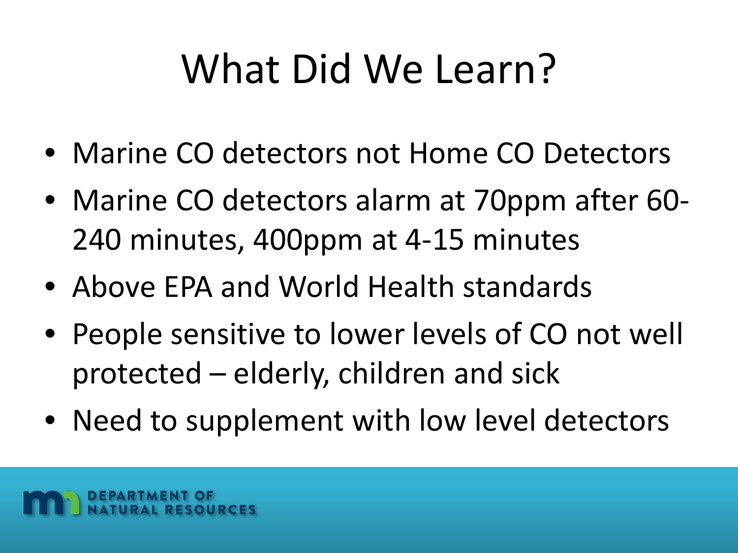# What Did We Learn?

- Marine CO detectors not Home CO Detectors
- Marine CO detectors alarm at 70ppm after 60-240 minutes, 400ppm at 4-15 minutes
- Above EPA and World Health standards
- People sensitive to lower levels of CO not well protected – elderly, children and sick
- Need to supplement with low level detectors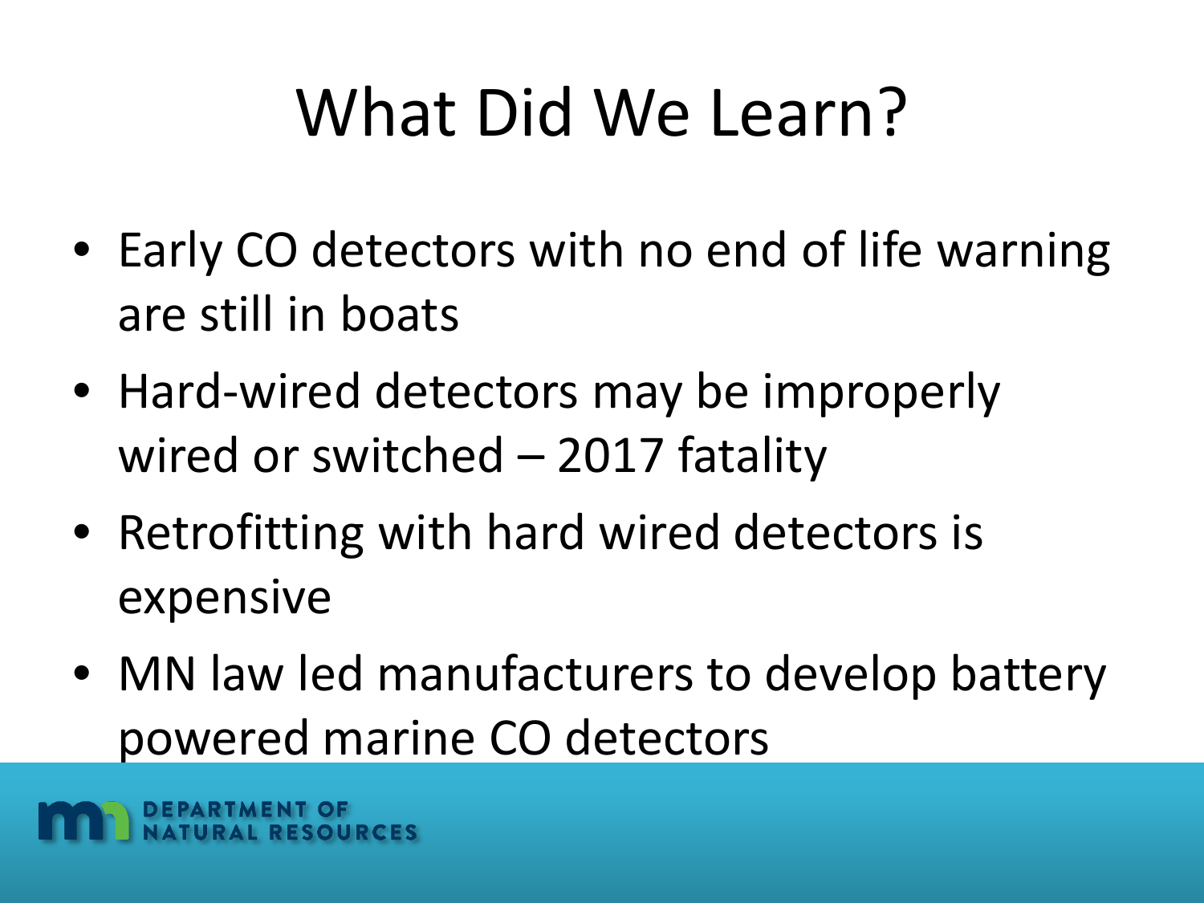# What Did We Learn?

- Early CO detectors with no end of life warning are still in boats
- Hard-wired detectors may be improperly wired or switched – 2017 fatality
- Retrofitting with hard wired detectors is expensive
- MN law led manufacturers to develop battery powered marine CO detectors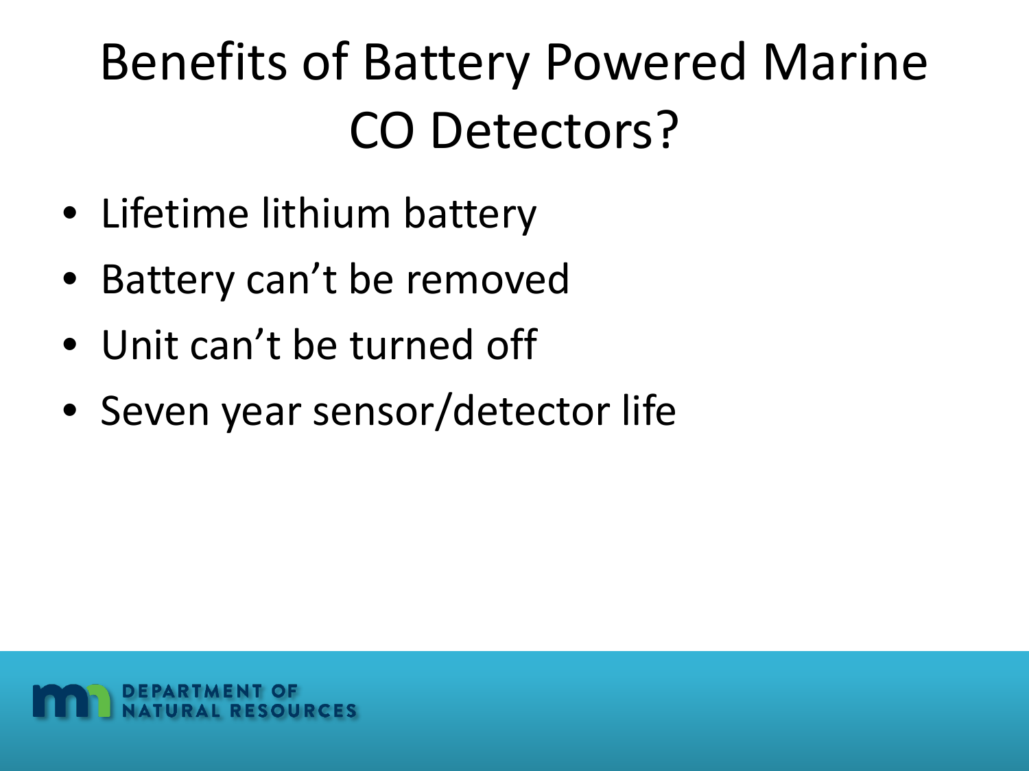# Benefits of Battery Powered Marine CO Detectors?

- Lifetime lithium battery
- Battery can't be removed
- Unit can't be turned off
- Seven year sensor/detector life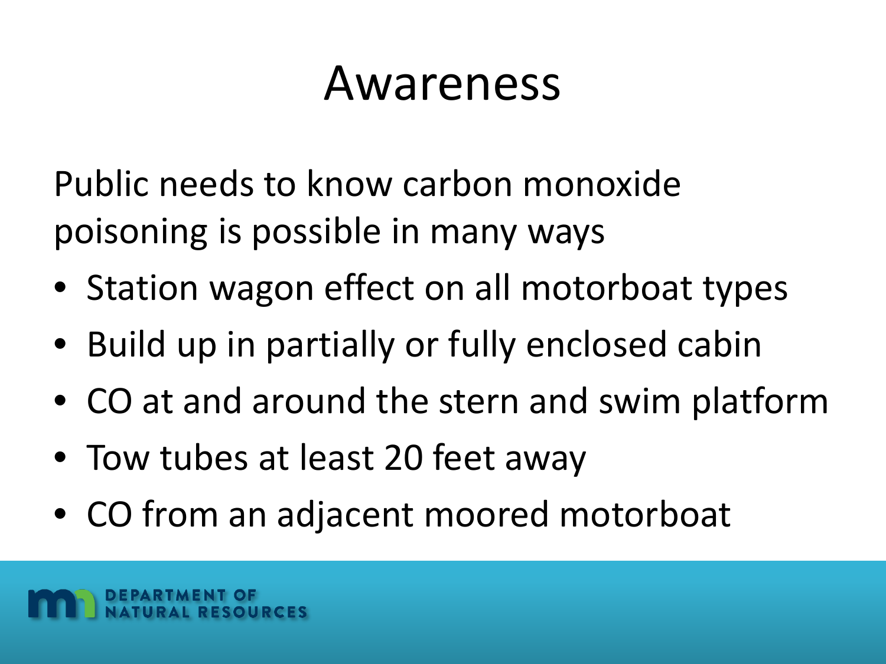# Awareness

Public needs to know carbon monoxide poisoning is possible in many ways

- Station wagon effect on all motorboat types
- Build up in partially or fully enclosed cabin
- CO at and around the stern and swim platform
- Tow tubes at least 20 feet away
- CO from an adjacent moored motorboat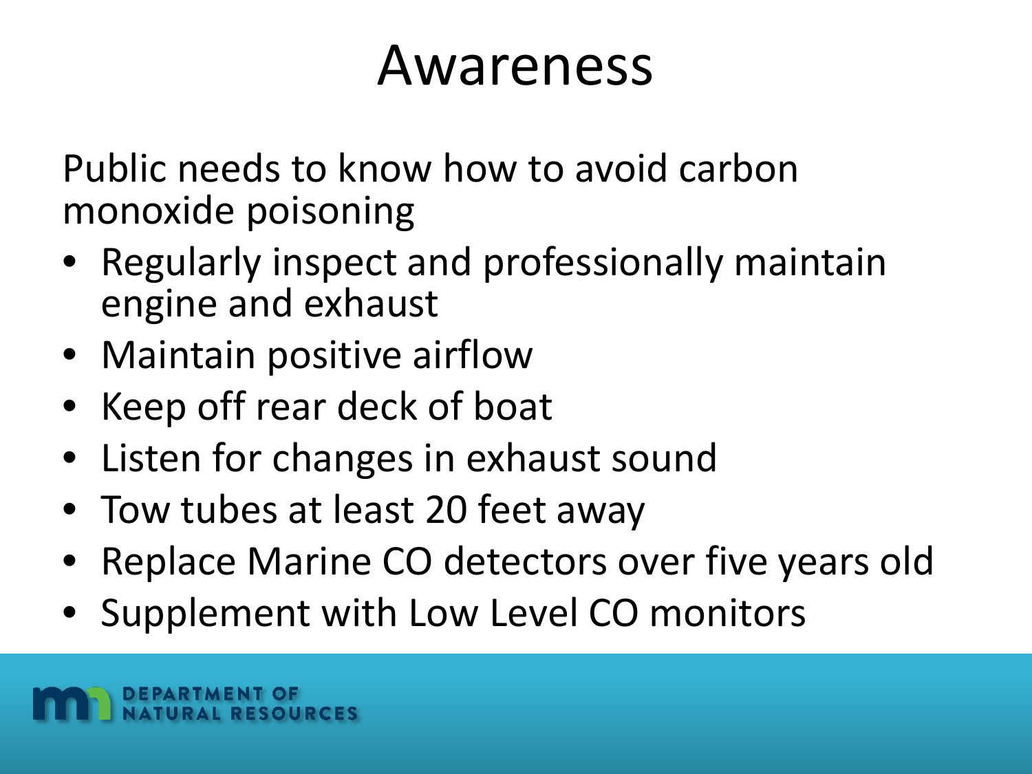# Awareness

Public needs to know how to avoid carbon monoxide poisoning

- Regularly inspect and professionally maintain engine and exhaust
- Maintain positive airflow
- Keep off rear deck of boat
- Listen for changes in exhaust sound
- Tow tubes at least 20 feet away
- Replace Marine CO detectors over five years old
- Supplement with Low Level CO monitors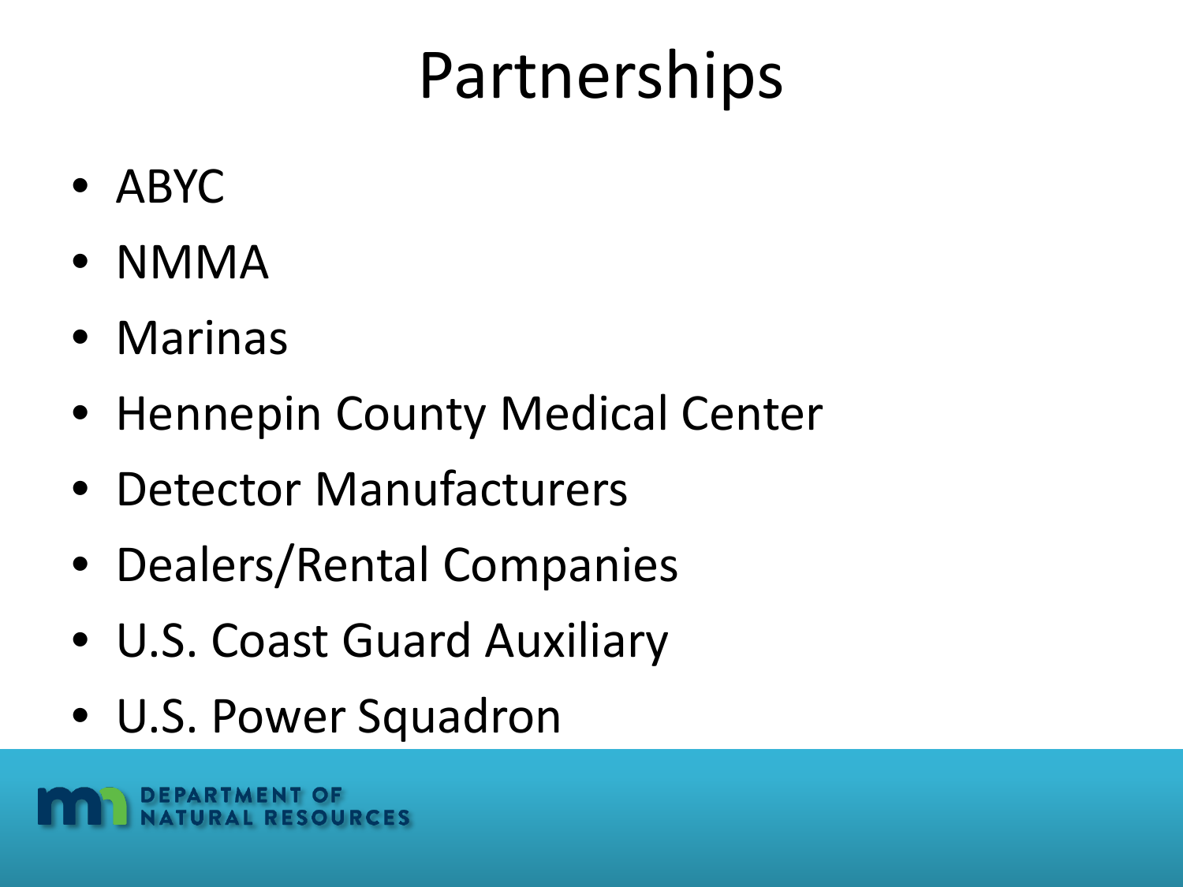# Partnerships

- ABYC
- NMMA
- Marinas
- Hennepin County Medical Center
- Detector Manufacturers
- Dealers/Rental Companies
- U.S. Coast Guard Auxiliary
- U.S. Power Squadron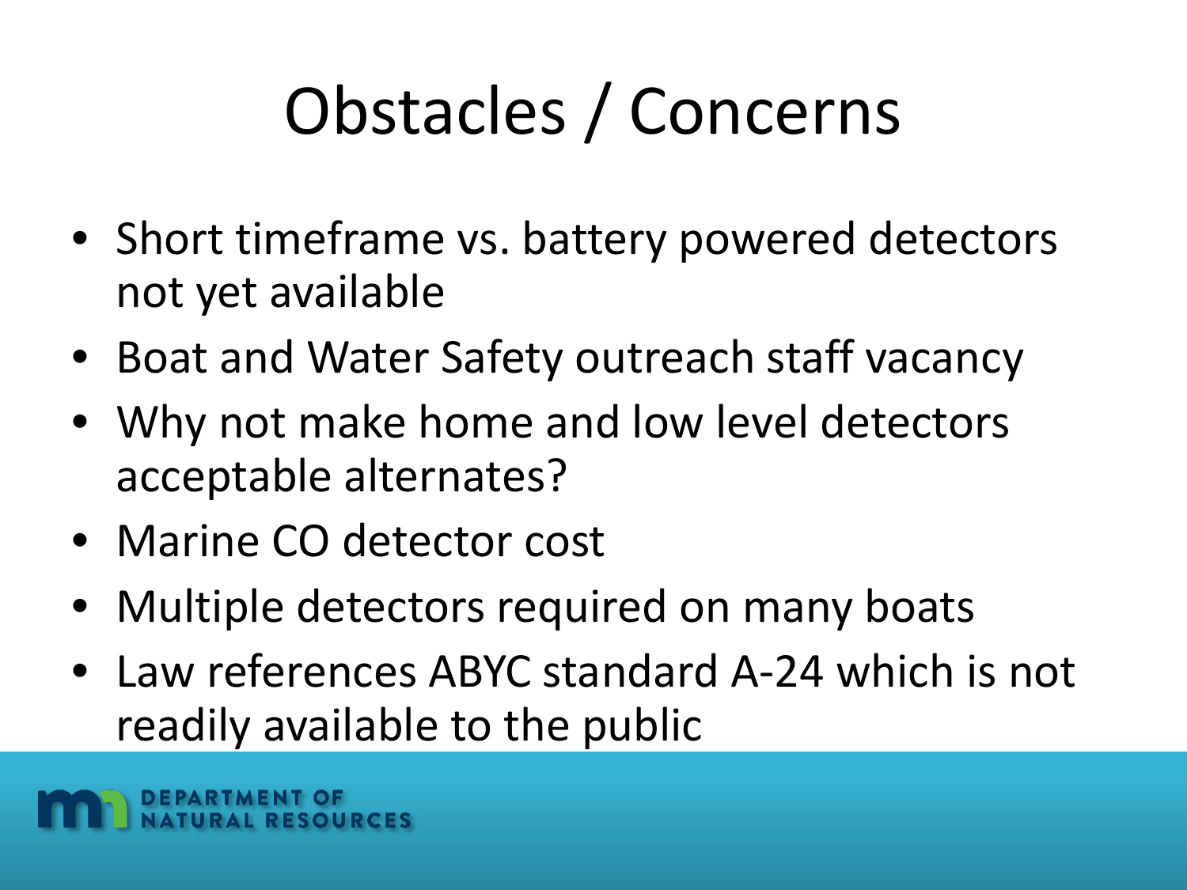# Obstacles / Concerns

- Short timeframe vs. battery powered detectors not yet available
- Boat and Water Safety outreach staff vacancy
- Why not make home and low level detectors acceptable alternates?
- Marine CO detector cost
- Multiple detectors required on many boats
- Law references ABYC standard A-24 which is not readily available to the public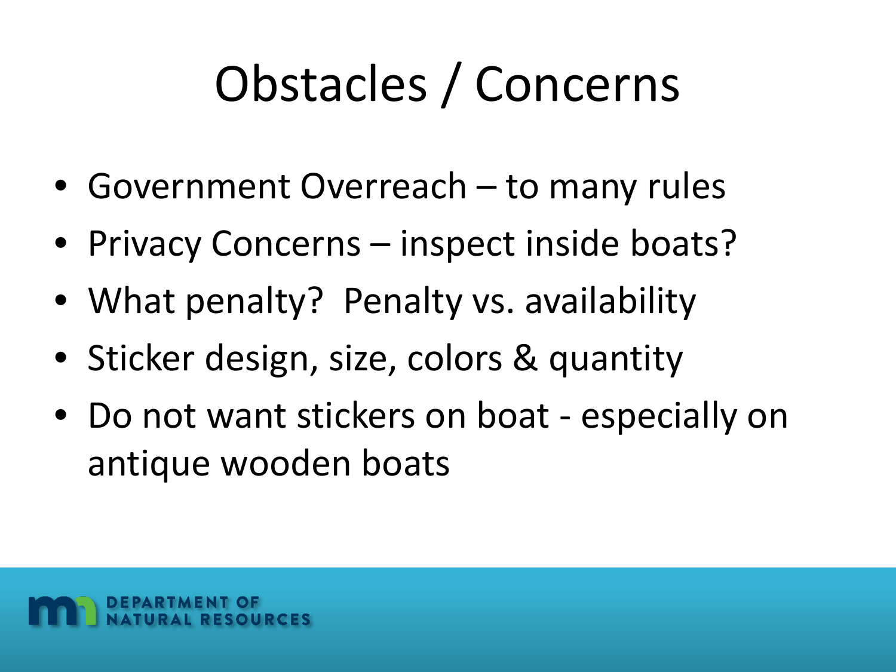# Obstacles / Concerns

- Government Overreach – to many rules
- Privacy Concerns – inspect inside boats?
- What penalty?  Penalty vs. availability
- Sticker design, size, colors & quantity
- Do not want stickers on boat - especially on antique wooden boats

DEPARTMENT OF NATURAL RESOURCES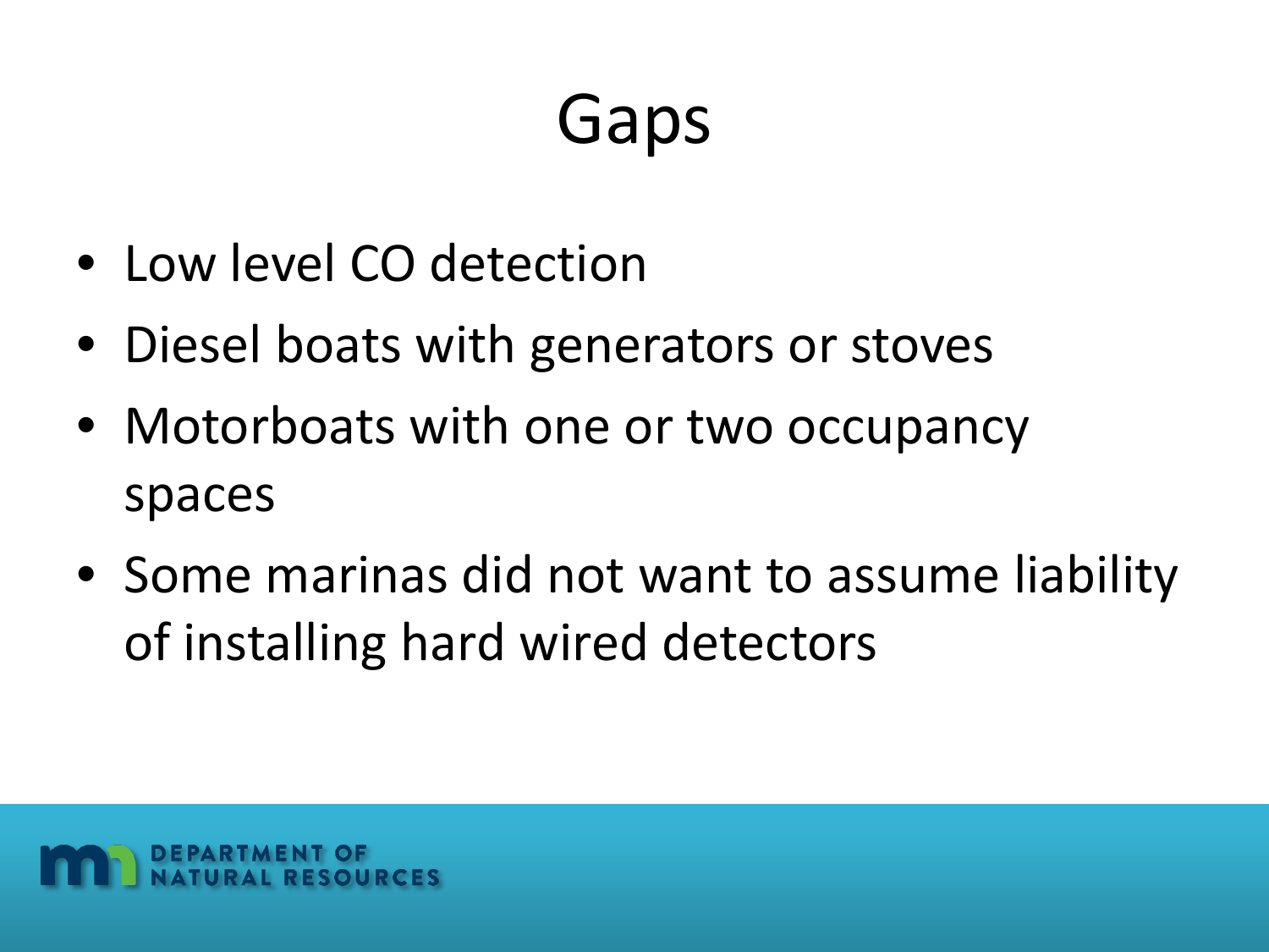# Gaps

- Low level CO detection
- Diesel boats with generators or stoves
- Motorboats with one or two occupancy spaces
- Some marinas did not want to assume liability of installing hard wired detectors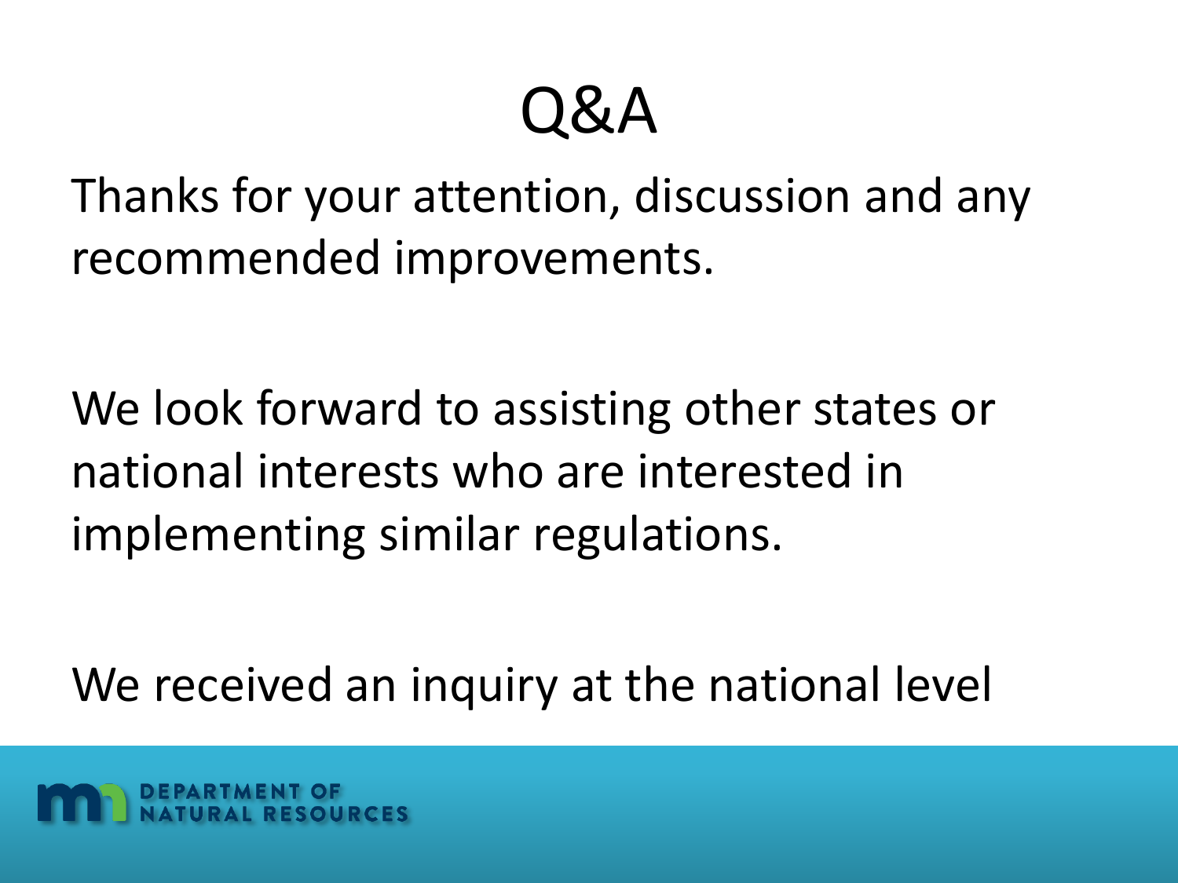# Q&A

Thanks for your attention, discussion and any recommended improvements.

We look forward to assisting other states or national interests who are interested in implementing similar regulations.

We received an inquiry at the national level